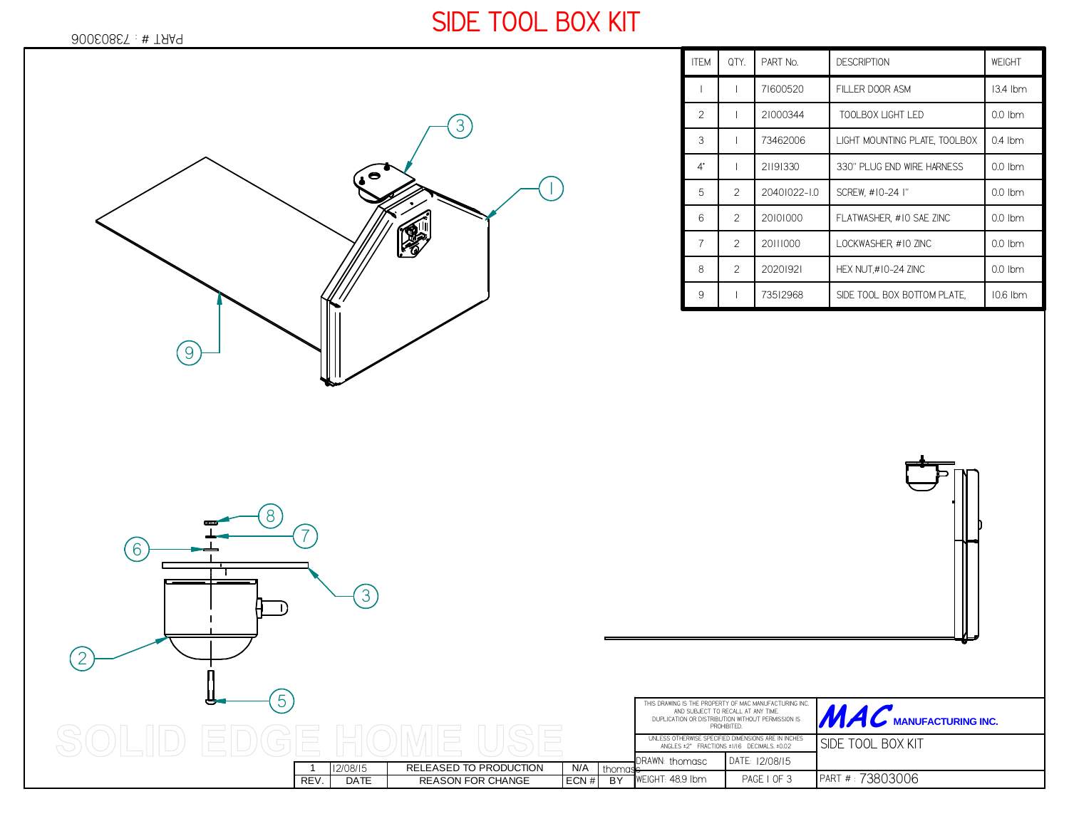# SIDE TOOL BOX KIT

PART # : 73803006

| ITEM | QTY. | PART No. | DESCRIPTION | WEIGHT |
|---|---|---|---|---|
| 1 | 1 | 71600520 | FILLER DOOR ASM | 13.4 lbm |
| 2 | 1 | 21000344 | TOOLBOX LIGHT LED | 0.0 lbm |
| 3 | 1 | 73462006 | LIGHT MOUNTING PLATE, TOOLBOX | 0.4 lbm |
| 4* | 1 | 21191330 | 330" PLUG END WIRE HARNESS | 0.0 lbm |
| 5 | 2 | 20401022-1.0 | SCREW, #10-24 1" | 0.0 lbm |
| 6 | 2 | 20101000 | FLATWASHER, #10 SAE ZINC | 0.0 lbm |
| 7 | 2 | 20111000 | LOCKWASHER, #10 ZINC | 0.0 lbm |
| 8 | 2 | 20201921 | HEX NUT,#10-24 ZINC | 0.0 lbm |
| 9 | 1 | 73512968 | SIDE TOOL BOX BOTTOM PLATE, | 10.6 lbm |

3

1

9

8

7

6

3

2

5

SOLID EDGE HOME USE

| REV. | DATE | REASON FOR CHANGE | ECN # | BY |
|---|---|---|---|---|
| 1 | 12/08/15 | RELEASED TO PRODUCTION | N/A | thomasc |

THIS DRAWING IS THE PROPERTY OF MAC MANUFACTURING INC. AND SUBJECT TO RECALL AT ANY TIME. DUPLICATION OR DISTRIBUTION WITHOUT PERMISSION IS PROHIBITED.

UNLESS OTHERWISE SPECIFIED DIMENSIONS ARE IN INCHES ANGLES ±2° FRACTIONS ±1/16 DECIMALS ±0.02

**MAC MANUFACTURING INC.**

SIDE TOOL BOX KIT

DRAWN: thomasc | DATE: 12/08/15

WEIGHT: 48.9 lbm | PAGE 1 OF 3 | PART # : 73803006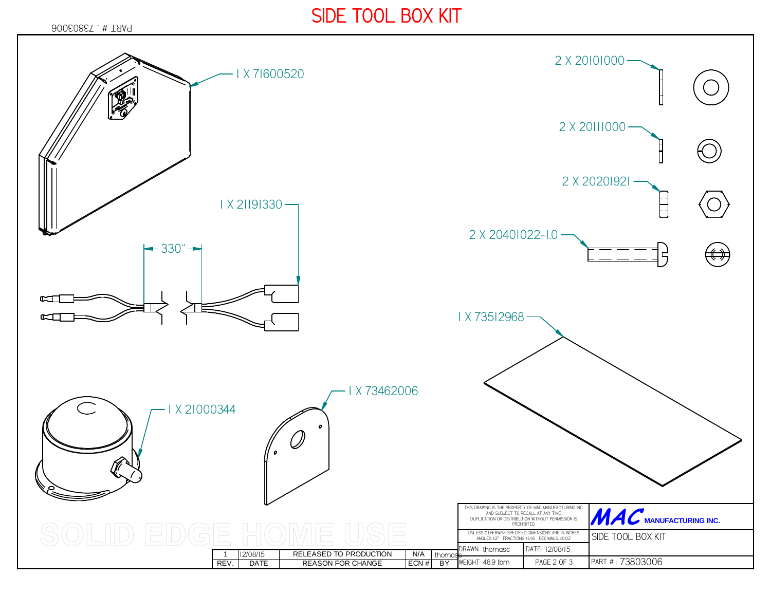# SIDE TOOL BOX KIT

PART # : 73803006

- 1 X 71600520
- 2 X 20101000
- 2 X 20111000
- 2 X 20201921
- 2 X 20401022-1.0
- 1 X 21191330
- 330"
- 1 X 73512968
- 1 X 73462006
- 1 X 21000344

SOLID EDGE HOME USE

THIS DRAWING IS THE PROPERTY OF MAC MANUFACTURING INC. AND SUBJECT TO RECALL AT ANY TIME. DUPLICATION OR DISTRIBUTION WITHOUT PERMISSION IS PROHIBITED.

UNLESS OTHERWISE SPECIFIED DIMENSIONS ARE IN INCHES ANGLES ±2° FRACTIONS ±1/16 DECIMALS ±0.02

**MAC** MANUFACTURING INC.

SIDE TOOL BOX KIT

| REV. | DATE | REASON FOR CHANGE | ECN # | BY |
|---|---|---|---|---|
| 1 | 12/08/15 | RELEASED TO PRODUCTION | N/A | thomasc |

| DRAWN: thomasc | DATE: 12/08/15 |
|---|---|
| WEIGHT: 48.9 lbm | PAGE 2 OF 3 |

PART # : 73803006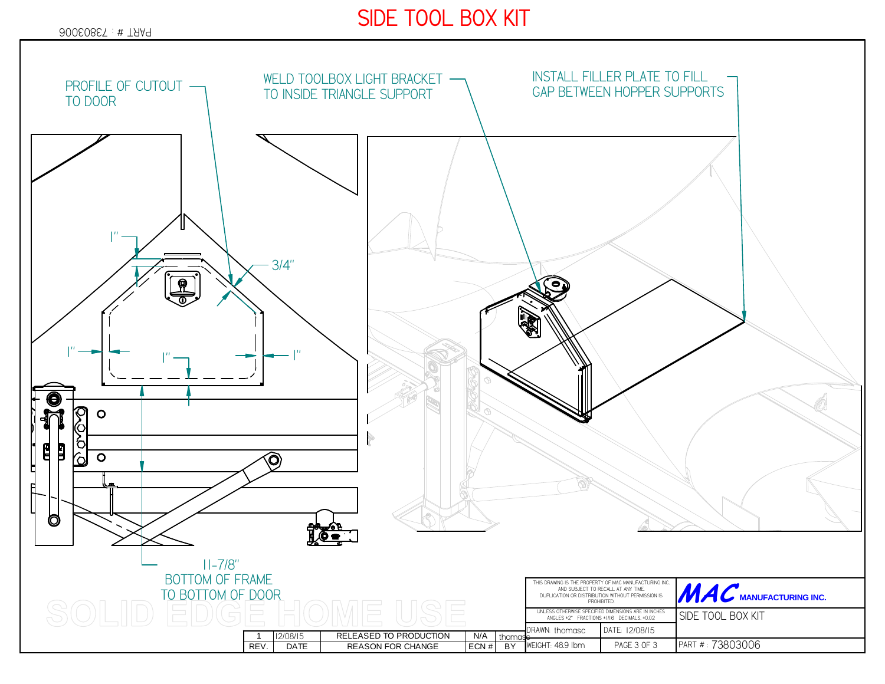# SIDE TOOL BOX KIT

PART # : 73803006

PROFILE OF CUTOUT TO DOOR

WELD TOOLBOX LIGHT BRACKET TO INSIDE TRIANGLE SUPPORT

INSTALL FILLER PLATE TO FILL GAP BETWEEN HOPPER SUPPORTS

1"

3/4"

1"

1"

1"

11-7/8"
BOTTOM OF FRAME TO BOTTOM OF DOOR

SOLID EDGE HOME USE

| REV. | DATE | REASON FOR CHANGE | ECN # | BY |
|---|---|---|---|---|
| 1 | 12/08/15 | RELEASED TO PRODUCTION | N/A | thomasc |

THIS DRAWING IS THE PROPERTY OF MAC MANUFACTURING INC. AND SUBJECT TO RECALL AT ANY TIME. DUPLICATION OR DISTRIBUTION WITHOUT PERMISSION IS PROHIBITED.

UNLESS OTHERWISE SPECIFIED DIMENSIONS ARE IN INCHES ANGLES ±2° FRACTIONS ±1/16 DECIMALS ±0.02

MAC MANUFACTURING INC.

SIDE TOOL BOX KIT

| | | |
|---|---|---|
| DRAWN: thomasc | DATE: 12/08/15 | |
| WEIGHT: 48.9 lbm | PAGE 3 OF 3 | PART # : 73803006 |